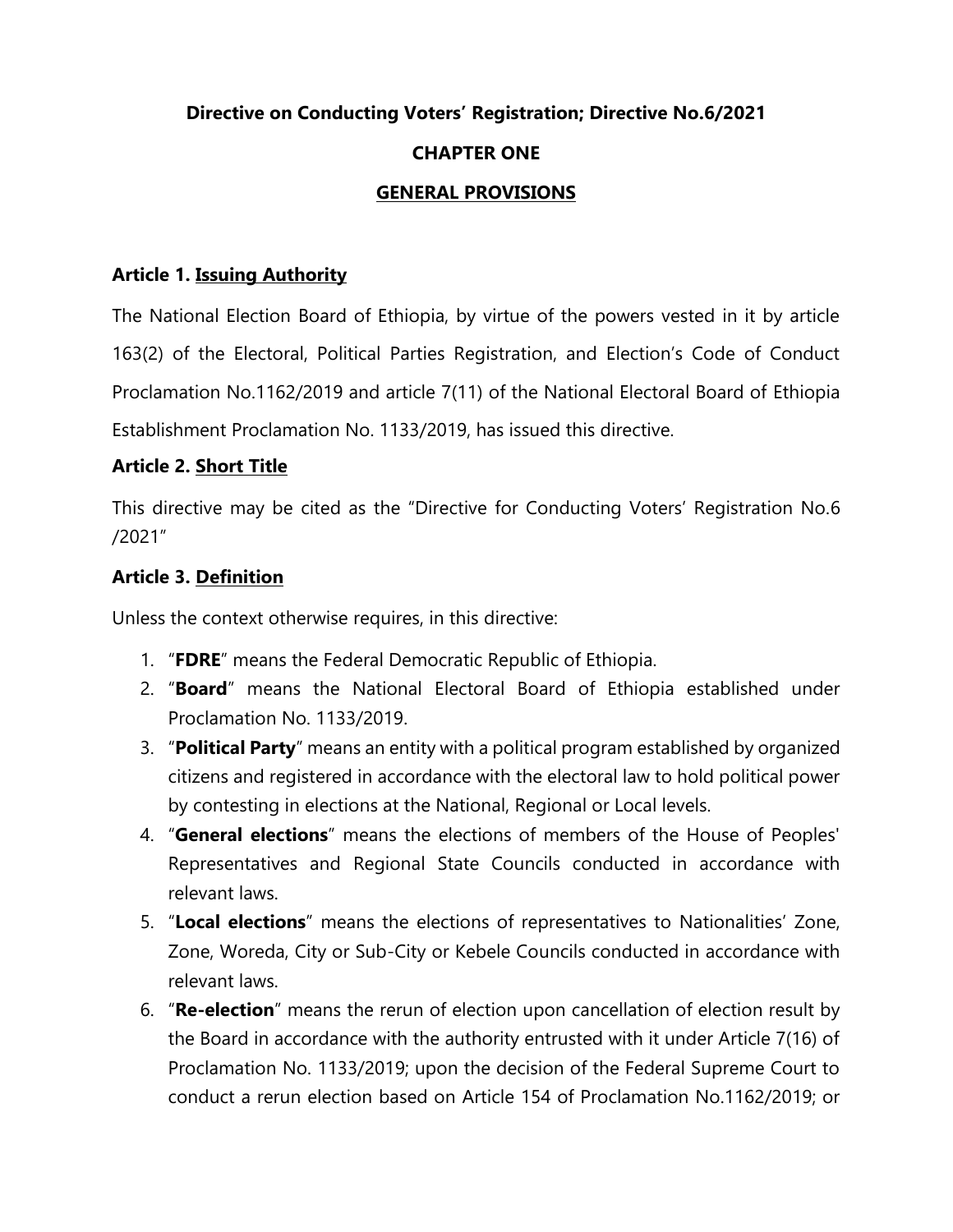# Directive on Conducting Voters' Registration; Directive No.6/2021

## CHAPTER ONE

## GENERAL PROVISIONS

### Article 1. Issuing Authority

The National Election Board of Ethiopia, by virtue of the powers vested in it by article 163(2) of the Electoral, Political Parties Registration, and Election's Code of Conduct Proclamation No.1162/2019 and article 7(11) of the National Electoral Board of Ethiopia Establishment Proclamation No. 1133/2019, has issued this directive.

### Article 2. Short Title

This directive may be cited as the "Directive for Conducting Voters' Registration No.6 /2021"

### Article 3. Definition

Unless the context otherwise requires, in this directive:

1. "**FDRE**" means the Federal Democratic Republic of Ethiopia.
2. "**Board**" means the National Electoral Board of Ethiopia established under Proclamation No. 1133/2019.
3. "**Political Party**" means an entity with a political program established by organized citizens and registered in accordance with the electoral law to hold political power by contesting in elections at the National, Regional or Local levels.
4. "**General elections**" means the elections of members of the House of Peoples' Representatives and Regional State Councils conducted in accordance with relevant laws.
5. "**Local elections**" means the elections of representatives to Nationalities' Zone, Zone, Woreda, City or Sub-City or Kebele Councils conducted in accordance with relevant laws.
6. "**Re-election**" means the rerun of election upon cancellation of election result by the Board in accordance with the authority entrusted with it under Article 7(16) of Proclamation No. 1133/2019; upon the decision of the Federal Supreme Court to conduct a rerun election based on Article 154 of Proclamation No.1162/2019; or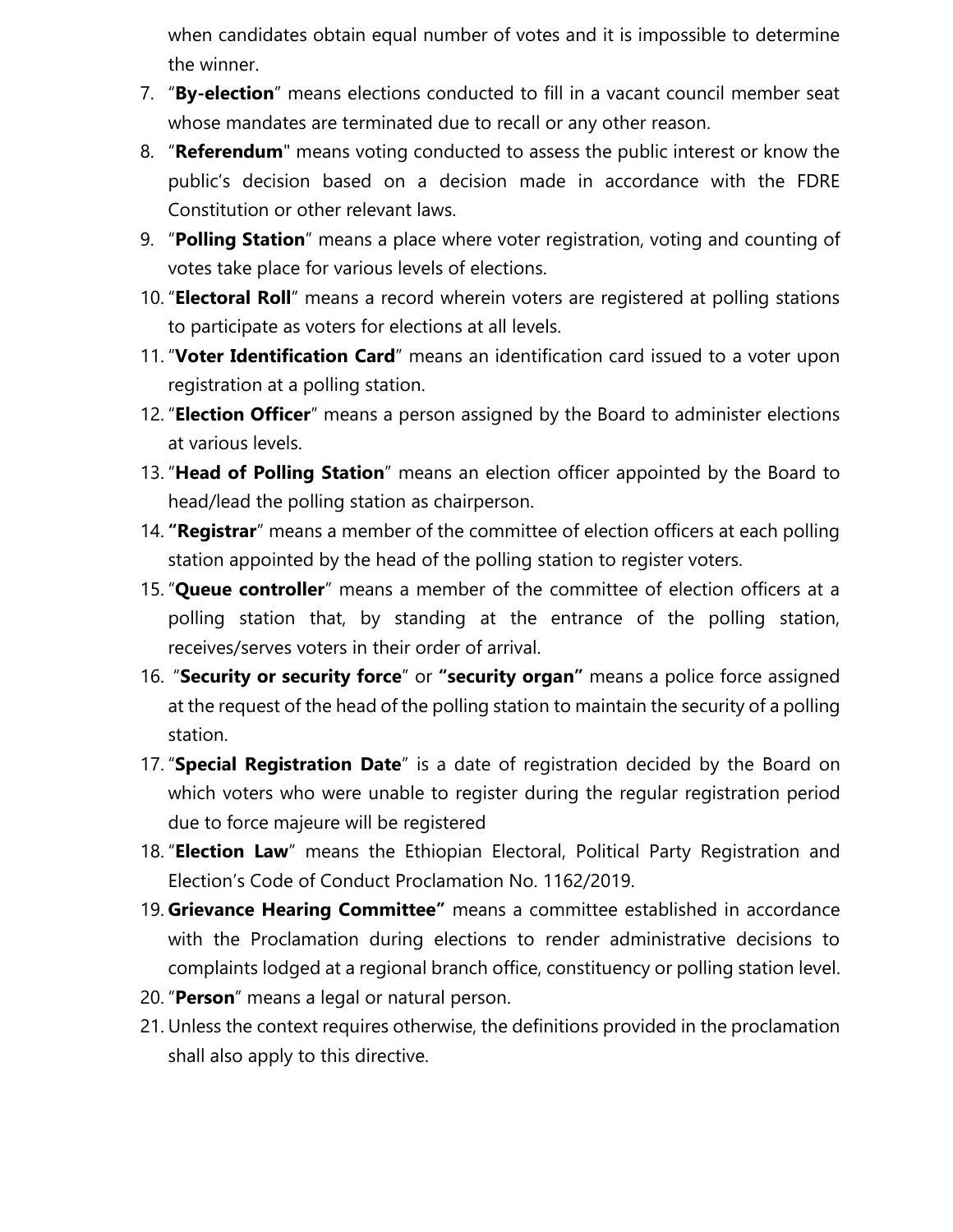when candidates obtain equal number of votes and it is impossible to determine the winner.

7. "**By-election**" means elections conducted to fill in a vacant council member seat whose mandates are terminated due to recall or any other reason.
8. "**Referendum**" means voting conducted to assess the public interest or know the public's decision based on a decision made in accordance with the FDRE Constitution or other relevant laws.
9. "**Polling Station**" means a place where voter registration, voting and counting of votes take place for various levels of elections.
10. "**Electoral Roll**" means a record wherein voters are registered at polling stations to participate as voters for elections at all levels.
11. "**Voter Identification Card**" means an identification card issued to a voter upon registration at a polling station.
12. "**Election Officer**" means a person assigned by the Board to administer elections at various levels.
13. "**Head of Polling Station**" means an election officer appointed by the Board to head/lead the polling station as chairperson.
14. **"Registrar**" means a member of the committee of election officers at each polling station appointed by the head of the polling station to register voters.
15. "**Queue controller**" means a member of the committee of election officers at a polling station that, by standing at the entrance of the polling station, receives/serves voters in their order of arrival.
16. "**Security or security force**" or **"security organ"** means a police force assigned at the request of the head of the polling station to maintain the security of a polling station.
17. "**Special Registration Date**" is a date of registration decided by the Board on which voters who were unable to register during the regular registration period due to force majeure will be registered
18. "**Election Law**" means the Ethiopian Electoral, Political Party Registration and Election's Code of Conduct Proclamation No. 1162/2019.
19. **Grievance Hearing Committee"** means a committee established in accordance with the Proclamation during elections to render administrative decisions to complaints lodged at a regional branch office, constituency or polling station level.
20. "**Person**" means a legal or natural person.
21. Unless the context requires otherwise, the definitions provided in the proclamation shall also apply to this directive.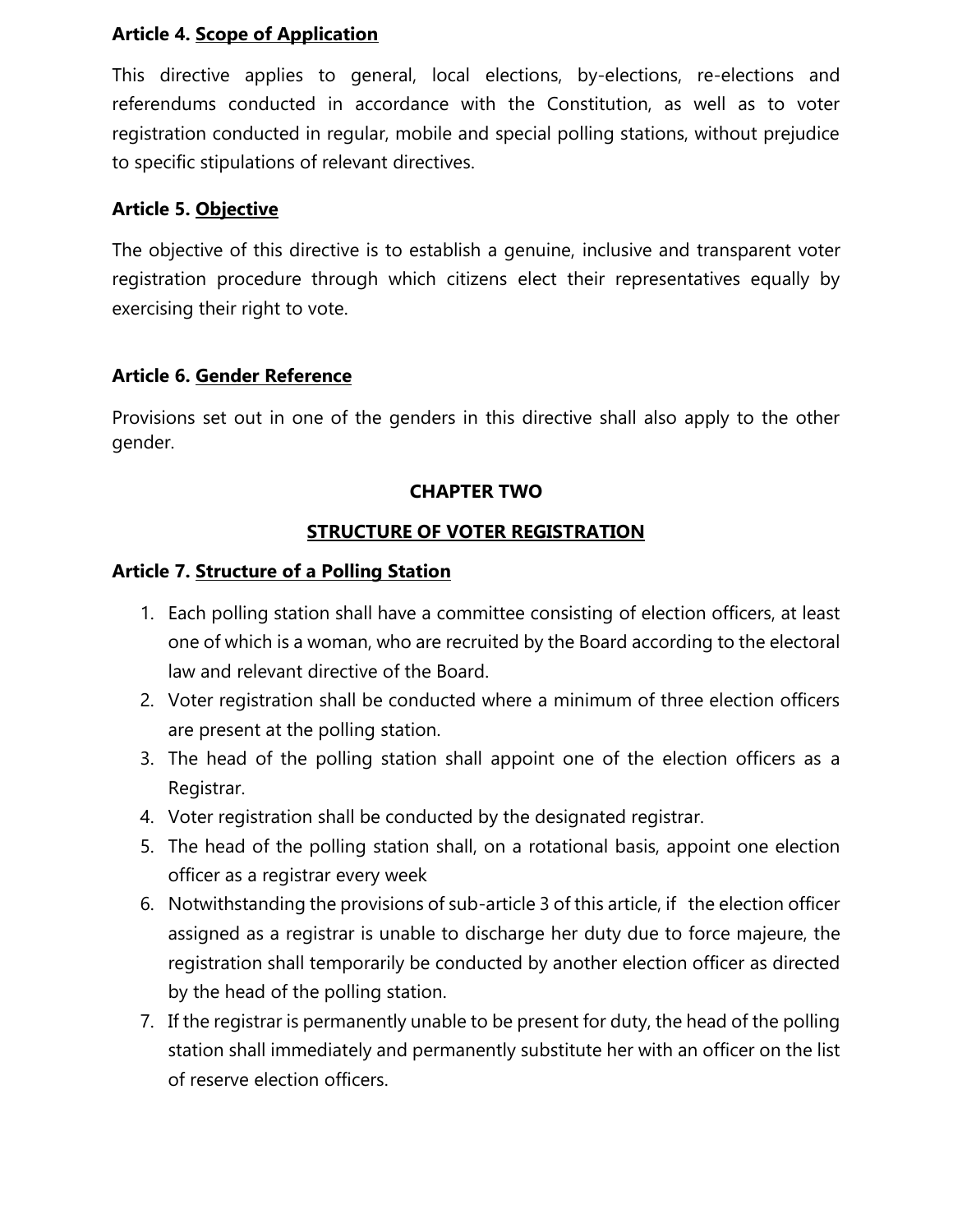**Article 4. Scope of Application**

This directive applies to general, local elections, by-elections, re-elections and referendums conducted in accordance with the Constitution, as well as to voter registration conducted in regular, mobile and special polling stations, without prejudice to specific stipulations of relevant directives.

**Article 5. Objective**

The objective of this directive is to establish a genuine, inclusive and transparent voter registration procedure through which citizens elect their representatives equally by exercising their right to vote.

**Article 6. Gender Reference**

Provisions set out in one of the genders in this directive shall also apply to the other gender.

## CHAPTER TWO

## STRUCTURE OF VOTER REGISTRATION

**Article 7. Structure of a Polling Station**

1. Each polling station shall have a committee consisting of election officers, at least one of which is a woman, who are recruited by the Board according to the electoral law and relevant directive of the Board.
2. Voter registration shall be conducted where a minimum of three election officers are present at the polling station.
3. The head of the polling station shall appoint one of the election officers as a Registrar.
4. Voter registration shall be conducted by the designated registrar.
5. The head of the polling station shall, on a rotational basis, appoint one election officer as a registrar every week
6. Notwithstanding the provisions of sub-article 3 of this article, if the election officer assigned as a registrar is unable to discharge her duty due to force majeure, the registration shall temporarily be conducted by another election officer as directed by the head of the polling station.
7. If the registrar is permanently unable to be present for duty, the head of the polling station shall immediately and permanently substitute her with an officer on the list of reserve election officers.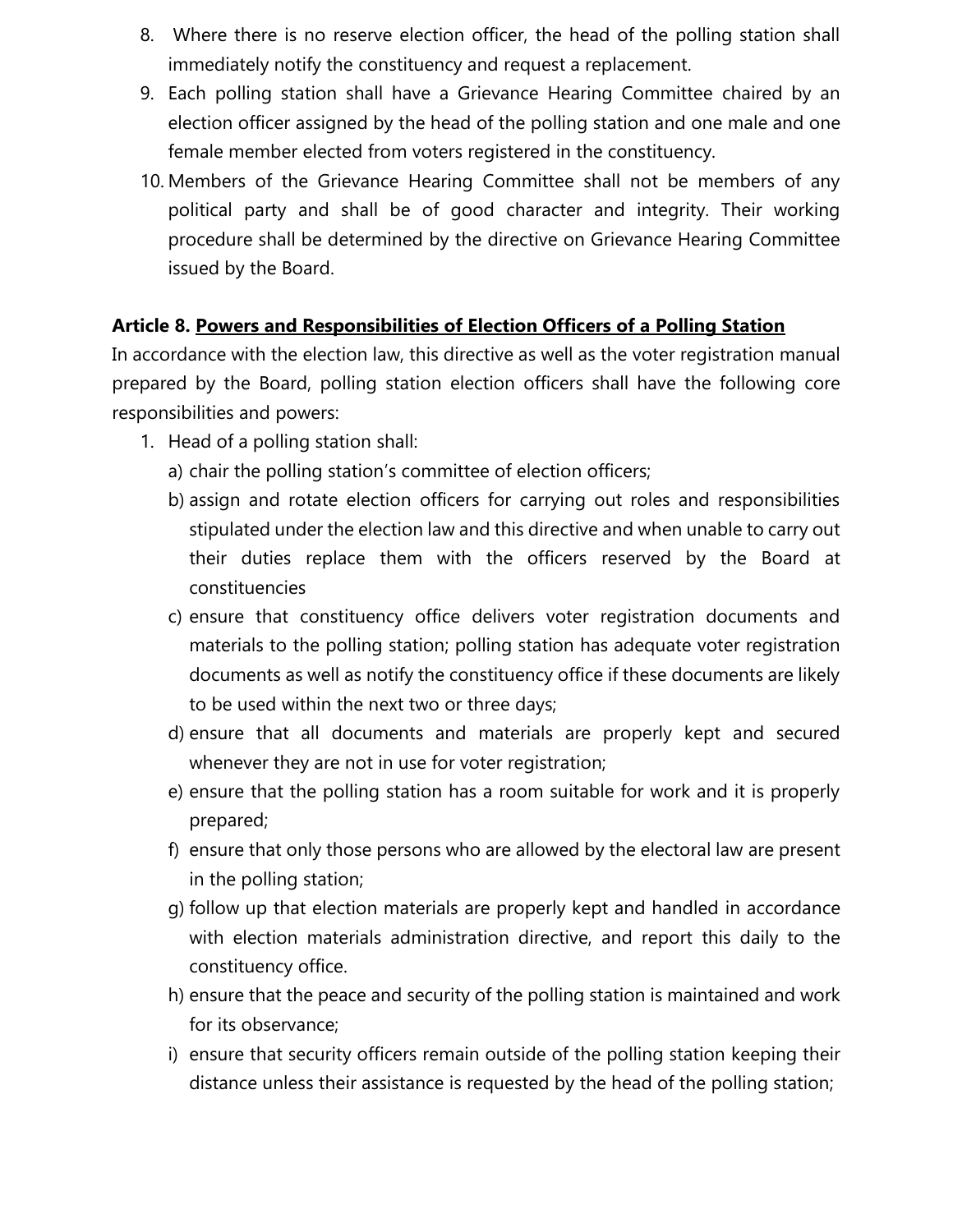8. Where there is no reserve election officer, the head of the polling station shall immediately notify the constituency and request a replacement.
9. Each polling station shall have a Grievance Hearing Committee chaired by an election officer assigned by the head of the polling station and one male and one female member elected from voters registered in the constituency.
10. Members of the Grievance Hearing Committee shall not be members of any political party and shall be of good character and integrity. Their working procedure shall be determined by the directive on Grievance Hearing Committee issued by the Board.

**Article 8. Powers and Responsibilities of Election Officers of a Polling Station**

In accordance with the election law, this directive as well as the voter registration manual prepared by the Board, polling station election officers shall have the following core responsibilities and powers:

1. Head of a polling station shall:
   a) chair the polling station's committee of election officers;
   b) assign and rotate election officers for carrying out roles and responsibilities stipulated under the election law and this directive and when unable to carry out their duties replace them with the officers reserved by the Board at constituencies
   c) ensure that constituency office delivers voter registration documents and materials to the polling station; polling station has adequate voter registration documents as well as notify the constituency office if these documents are likely to be used within the next two or three days;
   d) ensure that all documents and materials are properly kept and secured whenever they are not in use for voter registration;
   e) ensure that the polling station has a room suitable for work and it is properly prepared;
   f) ensure that only those persons who are allowed by the electoral law are present in the polling station;
   g) follow up that election materials are properly kept and handled in accordance with election materials administration directive, and report this daily to the constituency office.
   h) ensure that the peace and security of the polling station is maintained and work for its observance;
   i) ensure that security officers remain outside of the polling station keeping their distance unless their assistance is requested by the head of the polling station;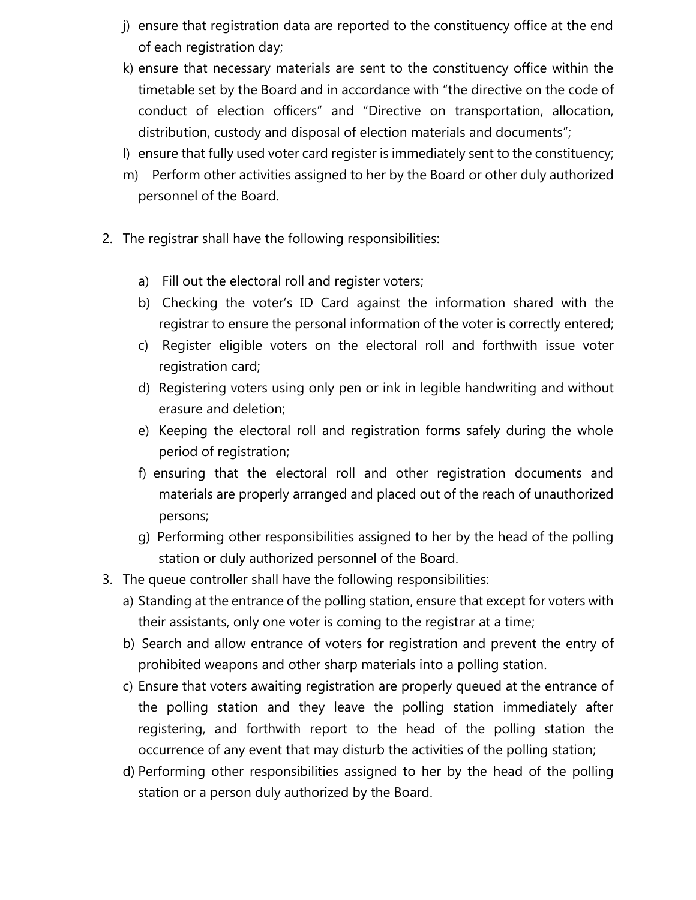j) ensure that registration data are reported to the constituency office at the end of each registration day;
k) ensure that necessary materials are sent to the constituency office within the timetable set by the Board and in accordance with "the directive on the code of conduct of election officers" and "Directive on transportation, allocation, distribution, custody and disposal of election materials and documents";
l) ensure that fully used voter card register is immediately sent to the constituency;
m) Perform other activities assigned to her by the Board or other duly authorized personnel of the Board.

2. The registrar shall have the following responsibilities:

   a) Fill out the electoral roll and register voters;
   b) Checking the voter's ID Card against the information shared with the registrar to ensure the personal information of the voter is correctly entered;
   c) Register eligible voters on the electoral roll and forthwith issue voter registration card;
   d) Registering voters using only pen or ink in legible handwriting and without erasure and deletion;
   e) Keeping the electoral roll and registration forms safely during the whole period of registration;
   f) ensuring that the electoral roll and other registration documents and materials are properly arranged and placed out of the reach of unauthorized persons;
   g) Performing other responsibilities assigned to her by the head of the polling station or duly authorized personnel of the Board.

3. The queue controller shall have the following responsibilities:
   a) Standing at the entrance of the polling station, ensure that except for voters with their assistants, only one voter is coming to the registrar at a time;
   b) Search and allow entrance of voters for registration and prevent the entry of prohibited weapons and other sharp materials into a polling station.
   c) Ensure that voters awaiting registration are properly queued at the entrance of the polling station and they leave the polling station immediately after registering, and forthwith report to the head of the polling station the occurrence of any event that may disturb the activities of the polling station;
   d) Performing other responsibilities assigned to her by the head of the polling station or a person duly authorized by the Board.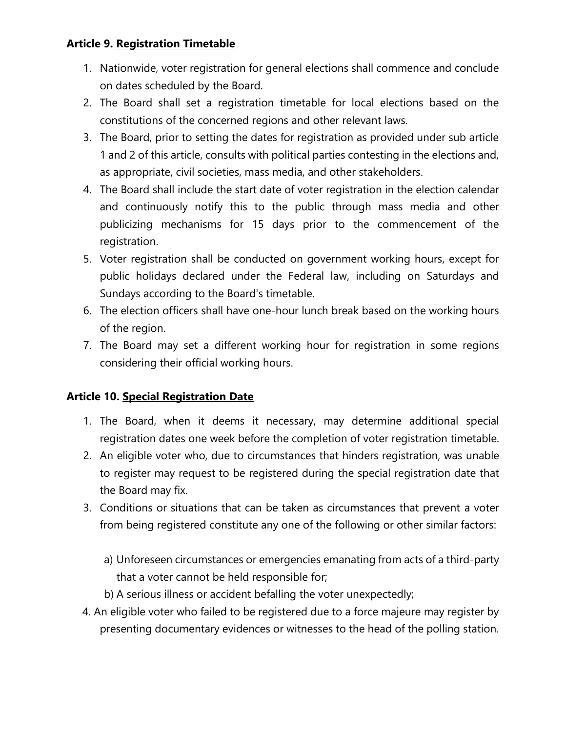**Article 9. Registration Timetable**

1. Nationwide, voter registration for general elections shall commence and conclude on dates scheduled by the Board.
2. The Board shall set a registration timetable for local elections based on the constitutions of the concerned regions and other relevant laws.
3. The Board, prior to setting the dates for registration as provided under sub article 1 and 2 of this article, consults with political parties contesting in the elections and, as appropriate, civil societies, mass media, and other stakeholders.
4. The Board shall include the start date of voter registration in the election calendar and continuously notify this to the public through mass media and other publicizing mechanisms for 15 days prior to the commencement of the registration.
5. Voter registration shall be conducted on government working hours, except for public holidays declared under the Federal law, including on Saturdays and Sundays according to the Board's timetable.
6. The election officers shall have one-hour lunch break based on the working hours of the region.
7. The Board may set a different working hour for registration in some regions considering their official working hours.

**Article 10. Special Registration Date**

1. The Board, when it deems it necessary, may determine additional special registration dates one week before the completion of voter registration timetable.
2. An eligible voter who, due to circumstances that hinders registration, was unable to register may request to be registered during the special registration date that the Board may fix.
3. Conditions or situations that can be taken as circumstances that prevent a voter from being registered constitute any one of the following or other similar factors:

    a) Unforeseen circumstances or emergencies emanating from acts of a third-party that a voter cannot be held responsible for;

    b) A serious illness or accident befalling the voter unexpectedly;

4. An eligible voter who failed to be registered due to a force majeure may register by presenting documentary evidences or witnesses to the head of the polling station.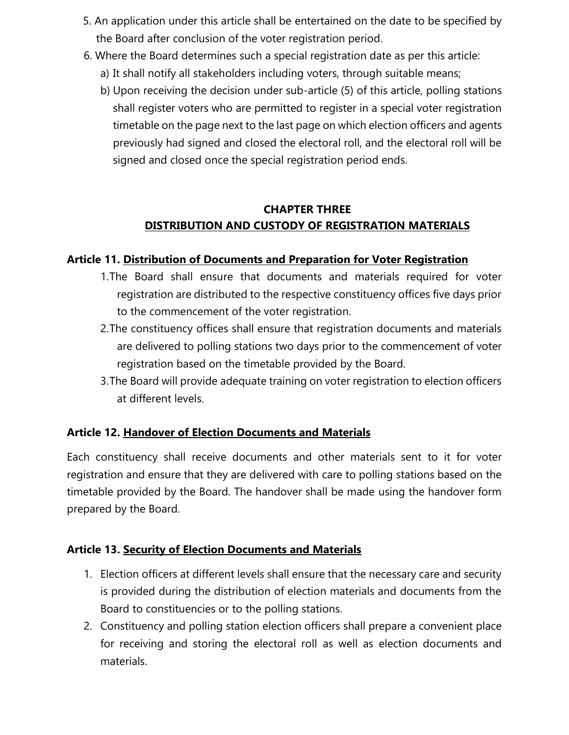5. An application under this article shall be entertained on the date to be specified by the Board after conclusion of the voter registration period.
6. Where the Board determines such a special registration date as per this article:
   a) It shall notify all stakeholders including voters, through suitable means;
   b) Upon receiving the decision under sub-article (5) of this article, polling stations shall register voters who are permitted to register in a special voter registration timetable on the page next to the last page on which election officers and agents previously had signed and closed the electoral roll, and the electoral roll will be signed and closed once the special registration period ends.

## CHAPTER THREE
## DISTRIBUTION AND CUSTODY OF REGISTRATION MATERIALS

### Article 11. Distribution of Documents and Preparation for Voter Registration

1. The Board shall ensure that documents and materials required for voter registration are distributed to the respective constituency offices five days prior to the commencement of the voter registration.
2. The constituency offices shall ensure that registration documents and materials are delivered to polling stations two days prior to the commencement of voter registration based on the timetable provided by the Board.
3. The Board will provide adequate training on voter registration to election officers at different levels.

### Article 12. Handover of Election Documents and Materials

Each constituency shall receive documents and other materials sent to it for voter registration and ensure that they are delivered with care to polling stations based on the timetable provided by the Board. The handover shall be made using the handover form prepared by the Board.

### Article 13. Security of Election Documents and Materials

1. Election officers at different levels shall ensure that the necessary care and security is provided during the distribution of election materials and documents from the Board to constituencies or to the polling stations.
2. Constituency and polling station election officers shall prepare a convenient place for receiving and storing the electoral roll as well as election documents and materials.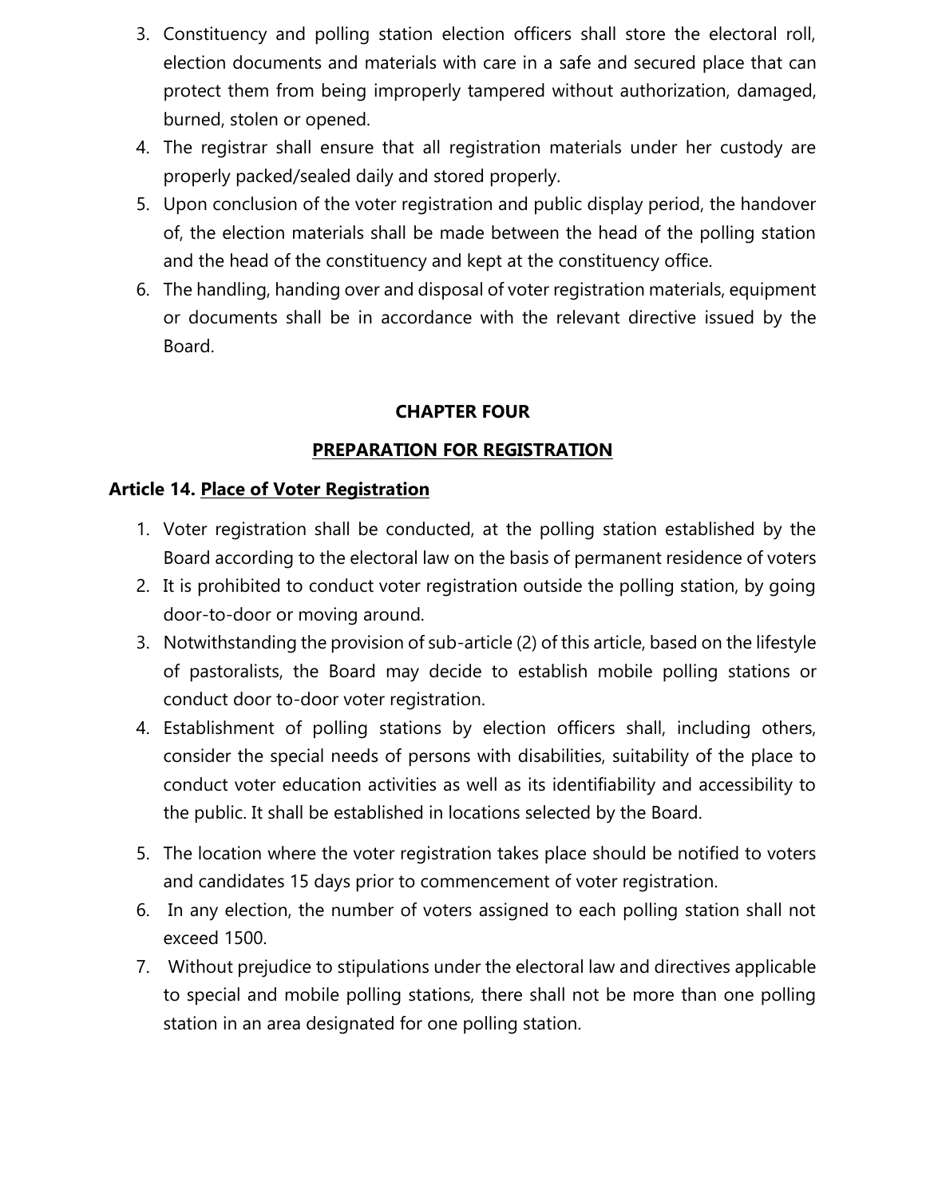3. Constituency and polling station election officers shall store the electoral roll, election documents and materials with care in a safe and secured place that can protect them from being improperly tampered without authorization, damaged, burned, stolen or opened.
4. The registrar shall ensure that all registration materials under her custody are properly packed/sealed daily and stored properly.
5. Upon conclusion of the voter registration and public display period, the handover of, the election materials shall be made between the head of the polling station and the head of the constituency and kept at the constituency office.
6. The handling, handing over and disposal of voter registration materials, equipment or documents shall be in accordance with the relevant directive issued by the Board.

## CHAPTER FOUR

## PREPARATION FOR REGISTRATION

### Article 14. Place of Voter Registration

1. Voter registration shall be conducted, at the polling station established by the Board according to the electoral law on the basis of permanent residence of voters
2. It is prohibited to conduct voter registration outside the polling station, by going door-to-door or moving around.
3. Notwithstanding the provision of sub-article (2) of this article, based on the lifestyle of pastoralists, the Board may decide to establish mobile polling stations or conduct door to-door voter registration.
4. Establishment of polling stations by election officers shall, including others, consider the special needs of persons with disabilities, suitability of the place to conduct voter education activities as well as its identifiability and accessibility to the public. It shall be established in locations selected by the Board.
5. The location where the voter registration takes place should be notified to voters and candidates 15 days prior to commencement of voter registration.
6. In any election, the number of voters assigned to each polling station shall not exceed 1500.
7. Without prejudice to stipulations under the electoral law and directives applicable to special and mobile polling stations, there shall not be more than one polling station in an area designated for one polling station.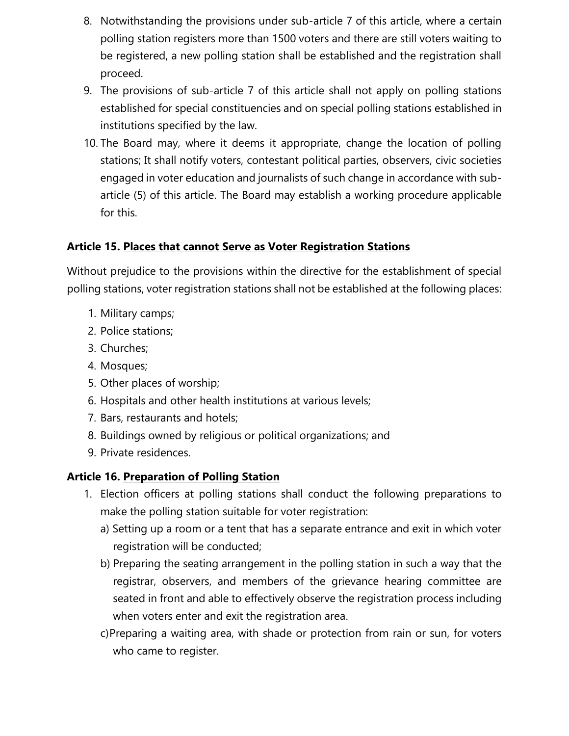8. Notwithstanding the provisions under sub-article 7 of this article, where a certain polling station registers more than 1500 voters and there are still voters waiting to be registered, a new polling station shall be established and the registration shall proceed.
9. The provisions of sub-article 7 of this article shall not apply on polling stations established for special constituencies and on special polling stations established in institutions specified by the law.
10. The Board may, where it deems it appropriate, change the location of polling stations; It shall notify voters, contestant political parties, observers, civic societies engaged in voter education and journalists of such change in accordance with sub-article (5) of this article. The Board may establish a working procedure applicable for this.

### Article 15. <u>Places that cannot Serve as Voter Registration Stations</u>

Without prejudice to the provisions within the directive for the establishment of special polling stations, voter registration stations shall not be established at the following places:

1. Military camps;
2. Police stations;
3. Churches;
4. Mosques;
5. Other places of worship;
6. Hospitals and other health institutions at various levels;
7. Bars, restaurants and hotels;
8. Buildings owned by religious or political organizations; and
9. Private residences.

### Article 16. <u>Preparation of Polling Station</u>

1. Election officers at polling stations shall conduct the following preparations to make the polling station suitable for voter registration:
   a) Setting up a room or a tent that has a separate entrance and exit in which voter registration will be conducted;
   b) Preparing the seating arrangement in the polling station in such a way that the registrar, observers, and members of the grievance hearing committee are seated in front and able to effectively observe the registration process including when voters enter and exit the registration area.
   c) Preparing a waiting area, with shade or protection from rain or sun, for voters who came to register.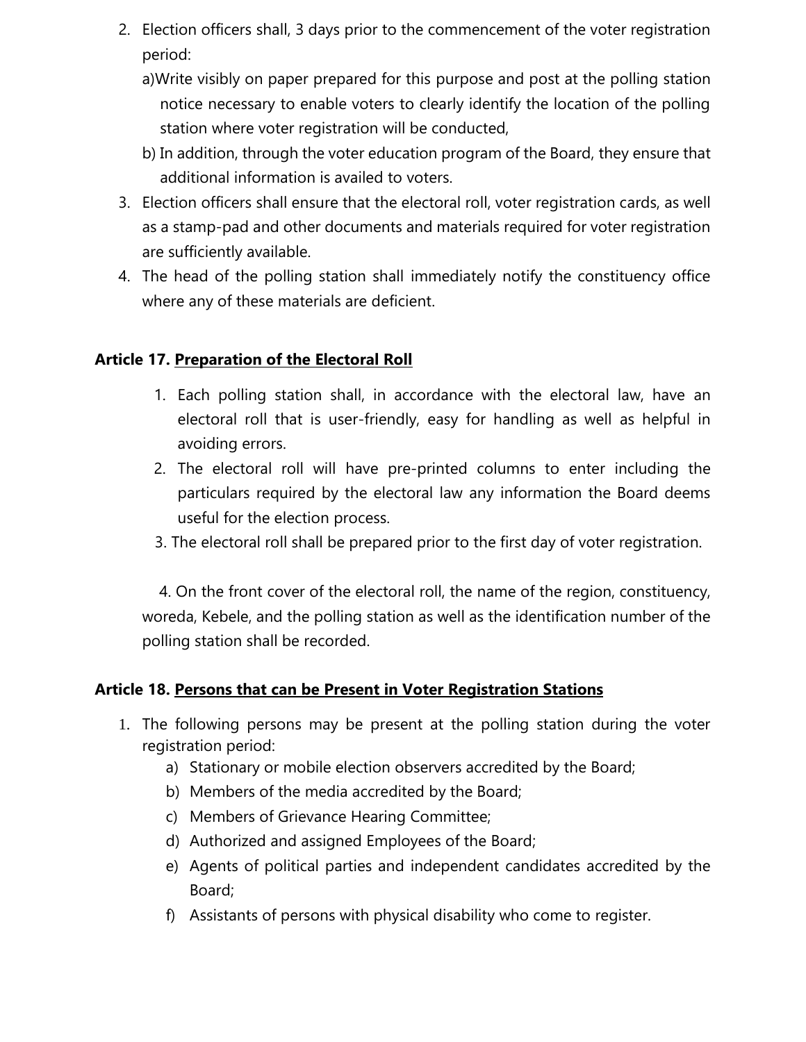2. Election officers shall, 3 days prior to the commencement of the voter registration period:

   a) Write visibly on paper prepared for this purpose and post at the polling station notice necessary to enable voters to clearly identify the location of the polling station where voter registration will be conducted,

   b) In addition, through the voter education program of the Board, they ensure that additional information is availed to voters.

3. Election officers shall ensure that the electoral roll, voter registration cards, as well as a stamp-pad and other documents and materials required for voter registration are sufficiently available.
4. The head of the polling station shall immediately notify the constituency office where any of these materials are deficient.

**Article 17. Preparation of the Electoral Roll**

1. Each polling station shall, in accordance with the electoral law, have an electoral roll that is user-friendly, easy for handling as well as helpful in avoiding errors.
2. The electoral roll will have pre-printed columns to enter including the particulars required by the electoral law any information the Board deems useful for the election process.
3. The electoral roll shall be prepared prior to the first day of voter registration.

4. On the front cover of the electoral roll, the name of the region, constituency, woreda, Kebele, and the polling station as well as the identification number of the polling station shall be recorded.

**Article 18. Persons that can be Present in Voter Registration Stations**

1. The following persons may be present at the polling station during the voter registration period:
   a) Stationary or mobile election observers accredited by the Board;
   b) Members of the media accredited by the Board;
   c) Members of Grievance Hearing Committee;
   d) Authorized and assigned Employees of the Board;
   e) Agents of political parties and independent candidates accredited by the Board;
   f) Assistants of persons with physical disability who come to register.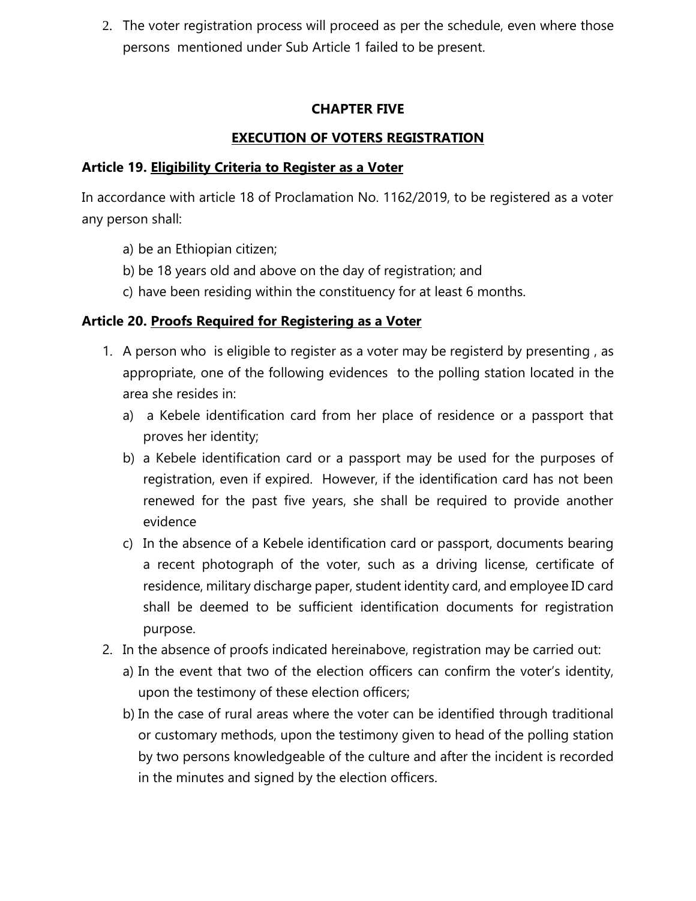2. The voter registration process will proceed as per the schedule, even where those persons mentioned under Sub Article 1 failed to be present.

## CHAPTER FIVE

## EXECUTION OF VOTERS REGISTRATION

### Article 19. Eligibility Criteria to Register as a Voter

In accordance with article 18 of Proclamation No. 1162/2019, to be registered as a voter any person shall:

a) be an Ethiopian citizen;
b) be 18 years old and above on the day of registration; and
c) have been residing within the constituency for at least 6 months.

### Article 20. Proofs Required for Registering as a Voter

1. A person who is eligible to register as a voter may be registerd by presenting , as appropriate, one of the following evidences to the polling station located in the area she resides in:
   a) a Kebele identification card from her place of residence or a passport that proves her identity;
   b) a Kebele identification card or a passport may be used for the purposes of registration, even if expired. However, if the identification card has not been renewed for the past five years, she shall be required to provide another evidence
   c) In the absence of a Kebele identification card or passport, documents bearing a recent photograph of the voter, such as a driving license, certificate of residence, military discharge paper, student identity card, and employee ID card shall be deemed to be sufficient identification documents for registration purpose.
2. In the absence of proofs indicated hereinabove, registration may be carried out:
   a) In the event that two of the election officers can confirm the voter's identity, upon the testimony of these election officers;
   b) In the case of rural areas where the voter can be identified through traditional or customary methods, upon the testimony given to head of the polling station by two persons knowledgeable of the culture and after the incident is recorded in the minutes and signed by the election officers.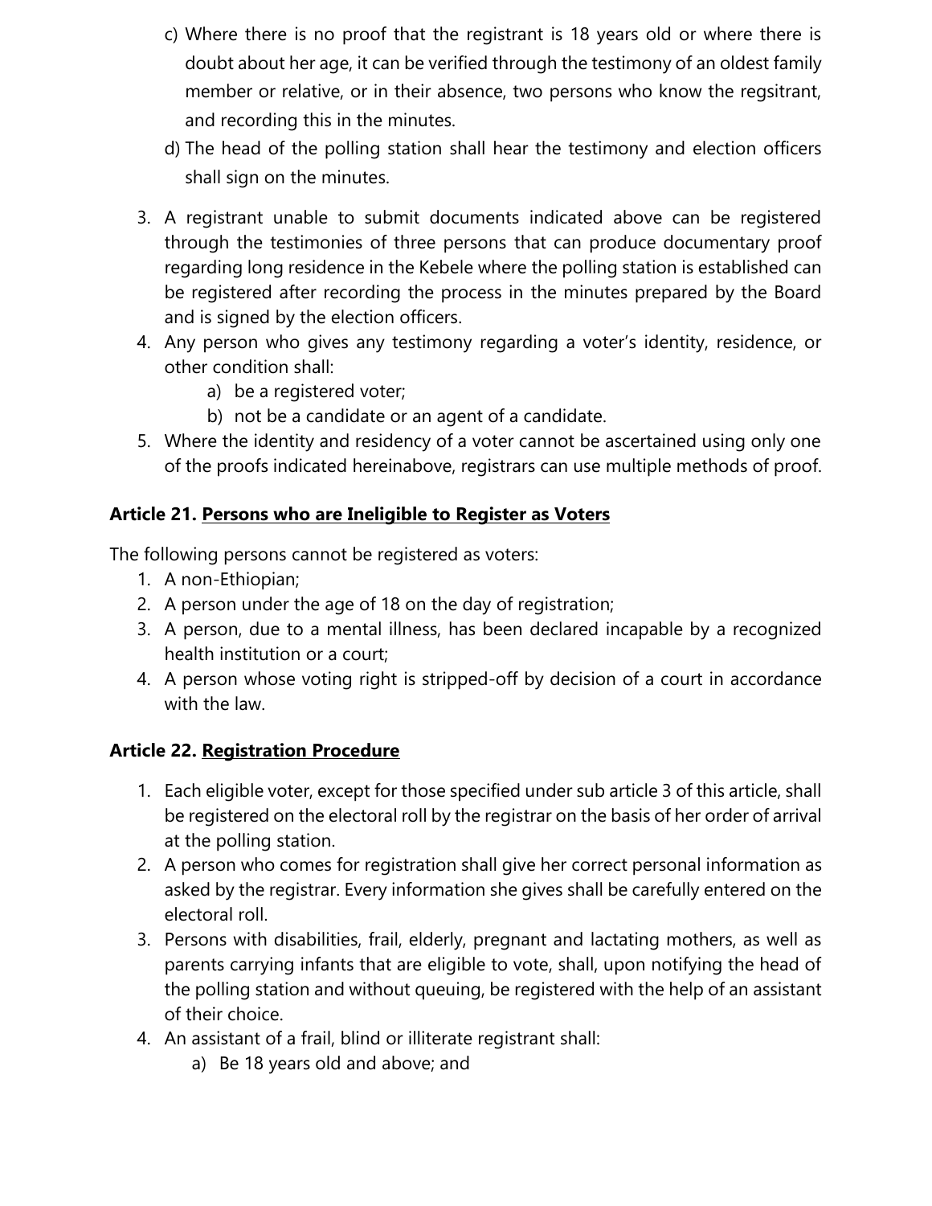c) Where there is no proof that the registrant is 18 years old or where there is doubt about her age, it can be verified through the testimony of an oldest family member or relative, or in their absence, two persons who know the regsitrant, and recording this in the minutes.

d) The head of the polling station shall hear the testimony and election officers shall sign on the minutes.

3. A registrant unable to submit documents indicated above can be registered through the testimonies of three persons that can produce documentary proof regarding long residence in the Kebele where the polling station is established can be registered after recording the process in the minutes prepared by the Board and is signed by the election officers.
4. Any person who gives any testimony regarding a voter's identity, residence, or other condition shall:
   a) be a registered voter;
   b) not be a candidate or an agent of a candidate.
5. Where the identity and residency of a voter cannot be ascertained using only one of the proofs indicated hereinabove, registrars can use multiple methods of proof.

**Article 21. Persons who are Ineligible to Register as Voters**

The following persons cannot be registered as voters:

1. A non-Ethiopian;
2. A person under the age of 18 on the day of registration;
3. A person, due to a mental illness, has been declared incapable by a recognized health institution or a court;
4. A person whose voting right is stripped-off by decision of a court in accordance with the law.

**Article 22. Registration Procedure**

1. Each eligible voter, except for those specified under sub article 3 of this article, shall be registered on the electoral roll by the registrar on the basis of her order of arrival at the polling station.
2. A person who comes for registration shall give her correct personal information as asked by the registrar. Every information she gives shall be carefully entered on the electoral roll.
3. Persons with disabilities, frail, elderly, pregnant and lactating mothers, as well as parents carrying infants that are eligible to vote, shall, upon notifying the head of the polling station and without queuing, be registered with the help of an assistant of their choice.
4. An assistant of a frail, blind or illiterate registrant shall:
   a) Be 18 years old and above; and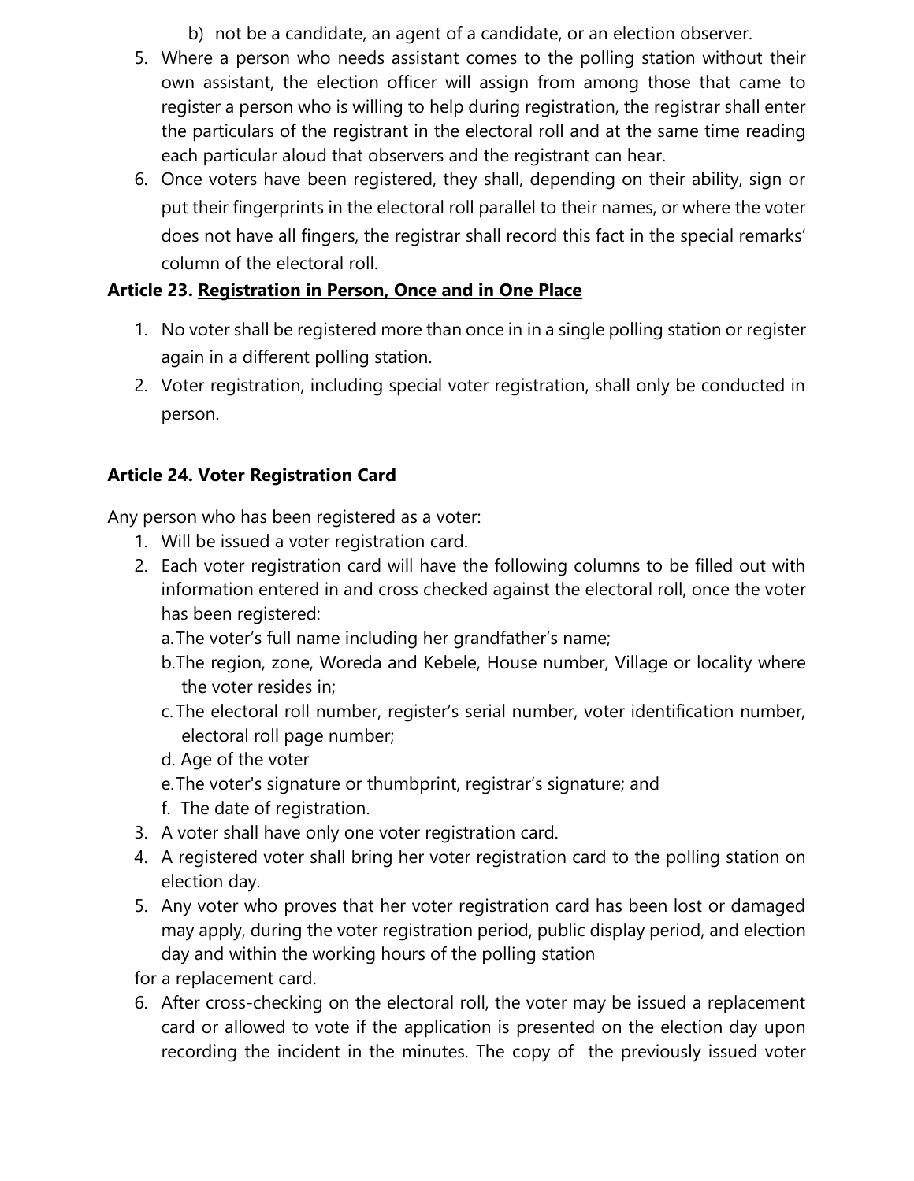b) not be a candidate, an agent of a candidate, or an election observer.

5. Where a person who needs assistant comes to the polling station without their own assistant, the election officer will assign from among those that came to register a person who is willing to help during registration, the registrar shall enter the particulars of the registrant in the electoral roll and at the same time reading each particular aloud that observers and the registrant can hear.
6. Once voters have been registered, they shall, depending on their ability, sign or put their fingerprints in the electoral roll parallel to their names, or where the voter does not have all fingers, the registrar shall record this fact in the special remarks' column of the electoral roll.

**Article 23. Registration in Person, Once and in One Place**

1. No voter shall be registered more than once in in a single polling station or register again in a different polling station.
2. Voter registration, including special voter registration, shall only be conducted in person.

**Article 24. Voter Registration Card**

Any person who has been registered as a voter:

1. Will be issued a voter registration card.
2. Each voter registration card will have the following columns to be filled out with information entered in and cross checked against the electoral roll, once the voter has been registered:
   a. The voter's full name including her grandfather's name;
   b. The region, zone, Woreda and Kebele, House number, Village or locality where the voter resides in;
   c. The electoral roll number, register's serial number, voter identification number, electoral roll page number;
   d. Age of the voter
   e. The voter's signature or thumbprint, registrar's signature; and
   f. The date of registration.
3. A voter shall have only one voter registration card.
4. A registered voter shall bring her voter registration card to the polling station on election day.
5. Any voter who proves that her voter registration card has been lost or damaged may apply, during the voter registration period, public display period, and election day and within the working hours of the polling station

for a replacement card.

6. After cross-checking on the electoral roll, the voter may be issued a replacement card or allowed to vote if the application is presented on the election day upon recording the incident in the minutes. The copy of the previously issued voter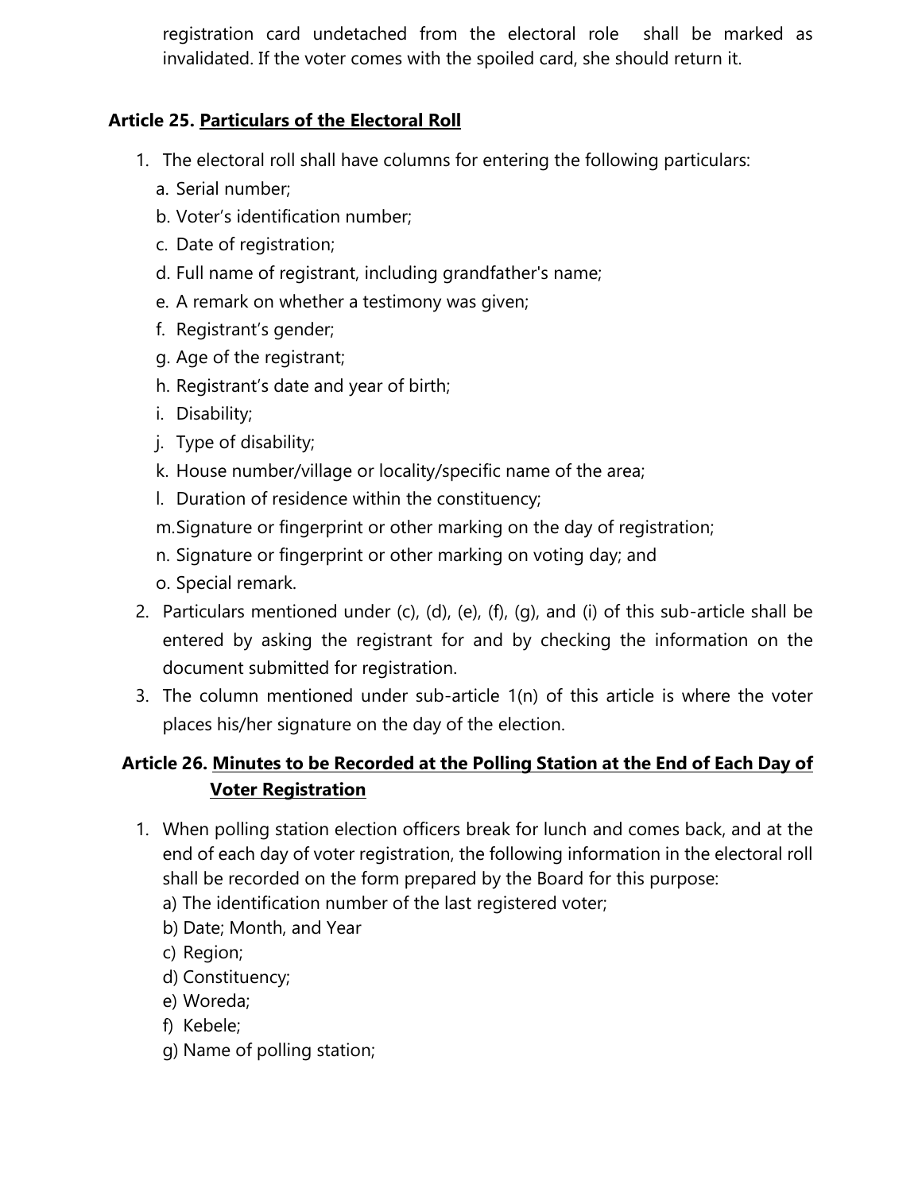registration card undetached from the electoral role shall be marked as invalidated. If the voter comes with the spoiled card, she should return it.

### Article 25. Particulars of the Electoral Roll

1. The electoral roll shall have columns for entering the following particulars:
   a. Serial number;
   b. Voter's identification number;
   c. Date of registration;
   d. Full name of registrant, including grandfather's name;
   e. A remark on whether a testimony was given;
   f. Registrant's gender;
   g. Age of the registrant;
   h. Registrant's date and year of birth;
   i. Disability;
   j. Type of disability;
   k. House number/village or locality/specific name of the area;
   l. Duration of residence within the constituency;
   m. Signature or fingerprint or other marking on the day of registration;
   n. Signature or fingerprint or other marking on voting day; and
   o. Special remark.
2. Particulars mentioned under (c), (d), (e), (f), (g), and (i) of this sub-article shall be entered by asking the registrant for and by checking the information on the document submitted for registration.
3. The column mentioned under sub-article 1(n) of this article is where the voter places his/her signature on the day of the election.

### Article 26. Minutes to be Recorded at the Polling Station at the End of Each Day of Voter Registration

1. When polling station election officers break for lunch and comes back, and at the end of each day of voter registration, the following information in the electoral roll shall be recorded on the form prepared by the Board for this purpose:
   a) The identification number of the last registered voter;
   b) Date; Month, and Year
   c) Region;
   d) Constituency;
   e) Woreda;
   f) Kebele;
   g) Name of polling station;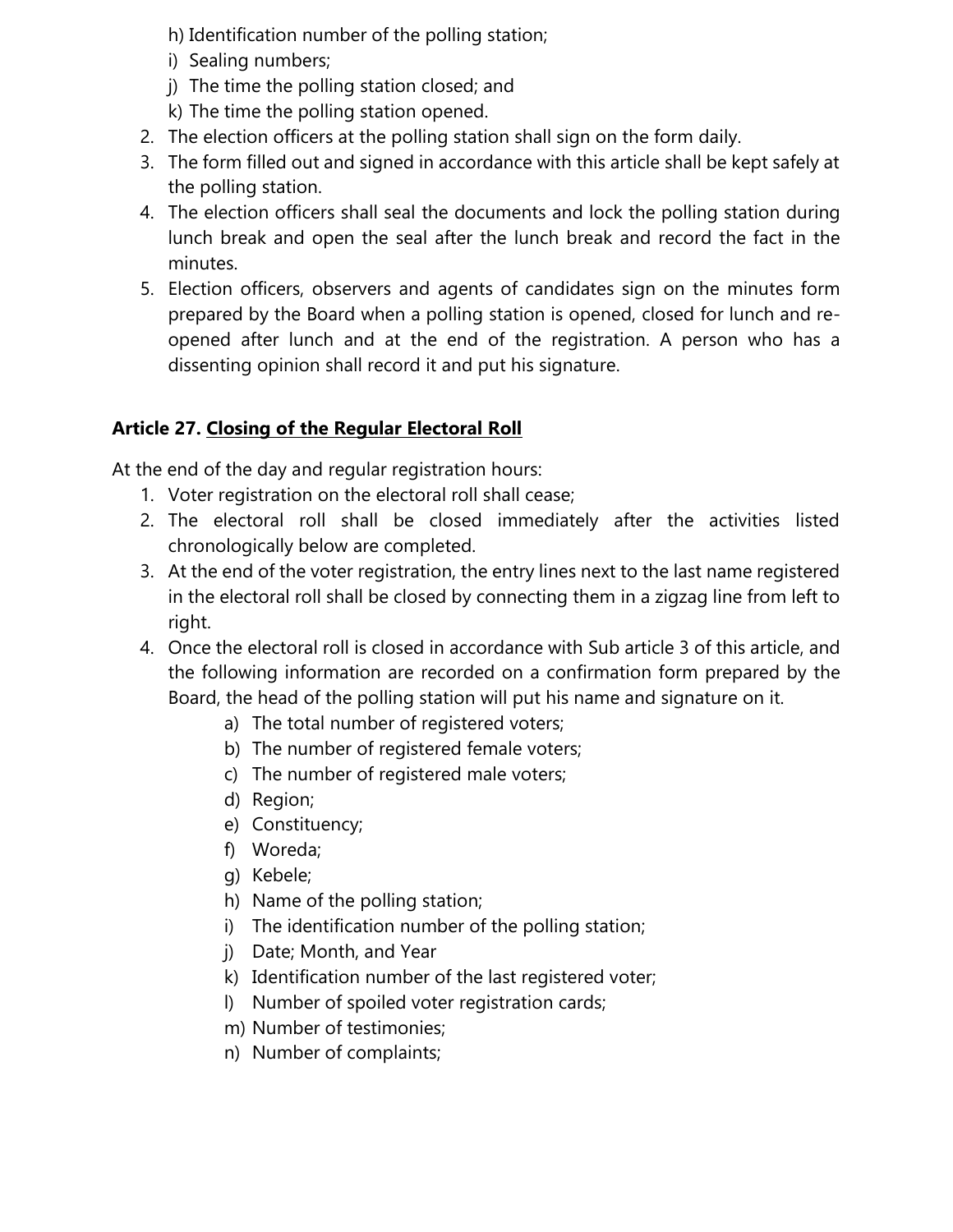h) Identification number of the polling station;
i) Sealing numbers;
j) The time the polling station closed; and
k) The time the polling station opened.

2. The election officers at the polling station shall sign on the form daily.
3. The form filled out and signed in accordance with this article shall be kept safely at the polling station.
4. The election officers shall seal the documents and lock the polling station during lunch break and open the seal after the lunch break and record the fact in the minutes.
5. Election officers, observers and agents of candidates sign on the minutes form prepared by the Board when a polling station is opened, closed for lunch and re-opened after lunch and at the end of the registration. A person who has a dissenting opinion shall record it and put his signature.

### Article 27. <u>Closing of the Regular Electoral Roll</u>

At the end of the day and regular registration hours:

1. Voter registration on the electoral roll shall cease;
2. The electoral roll shall be closed immediately after the activities listed chronologically below are completed.
3. At the end of the voter registration, the entry lines next to the last name registered in the electoral roll shall be closed by connecting them in a zigzag line from left to right.
4. Once the electoral roll is closed in accordance with Sub article 3 of this article, and the following information are recorded on a confirmation form prepared by the Board, the head of the polling station will put his name and signature on it.
    a) The total number of registered voters;
    b) The number of registered female voters;
    c) The number of registered male voters;
    d) Region;
    e) Constituency;
    f) Woreda;
    g) Kebele;
    h) Name of the polling station;
    i) The identification number of the polling station;
    j) Date; Month, and Year
    k) Identification number of the last registered voter;
    l) Number of spoiled voter registration cards;
    m) Number of testimonies;
    n) Number of complaints;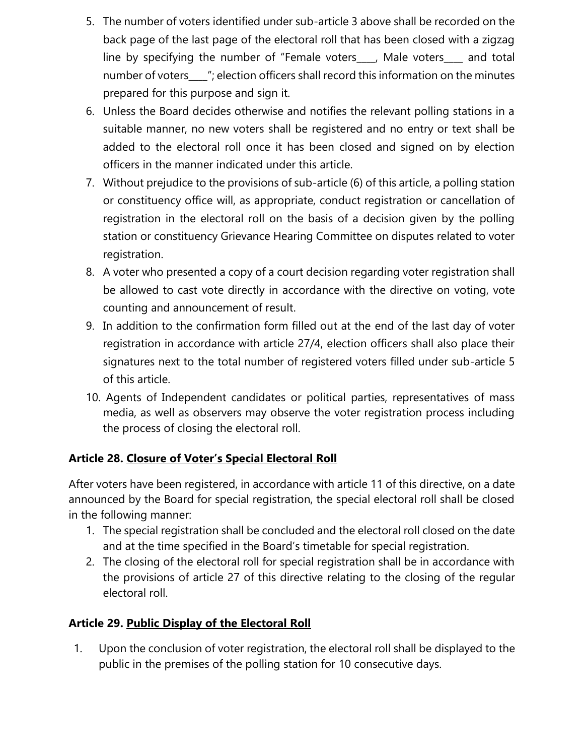5. The number of voters identified under sub-article 3 above shall be recorded on the back page of the last page of the electoral roll that has been closed with a zigzag line by specifying the number of "Female voters____, Male voters____ and total number of voters____"; election officers shall record this information on the minutes prepared for this purpose and sign it.
6. Unless the Board decides otherwise and notifies the relevant polling stations in a suitable manner, no new voters shall be registered and no entry or text shall be added to the electoral roll once it has been closed and signed on by election officers in the manner indicated under this article.
7. Without prejudice to the provisions of sub-article (6) of this article, a polling station or constituency office will, as appropriate, conduct registration or cancellation of registration in the electoral roll on the basis of a decision given by the polling station or constituency Grievance Hearing Committee on disputes related to voter registration.
8. A voter who presented a copy of a court decision regarding voter registration shall be allowed to cast vote directly in accordance with the directive on voting, vote counting and announcement of result.
9. In addition to the confirmation form filled out at the end of the last day of voter registration in accordance with article 27/4, election officers shall also place their signatures next to the total number of registered voters filled under sub-article 5 of this article.
10. Agents of Independent candidates or political parties, representatives of mass media, as well as observers may observe the voter registration process including the process of closing the electoral roll.

**Article 28. Closure of Voter's Special Electoral Roll**

After voters have been registered, in accordance with article 11 of this directive, on a date announced by the Board for special registration, the special electoral roll shall be closed in the following manner:

1. The special registration shall be concluded and the electoral roll closed on the date and at the time specified in the Board's timetable for special registration.
2. The closing of the electoral roll for special registration shall be in accordance with the provisions of article 27 of this directive relating to the closing of the regular electoral roll.

**Article 29. Public Display of the Electoral Roll**

1. Upon the conclusion of voter registration, the electoral roll shall be displayed to the public in the premises of the polling station for 10 consecutive days.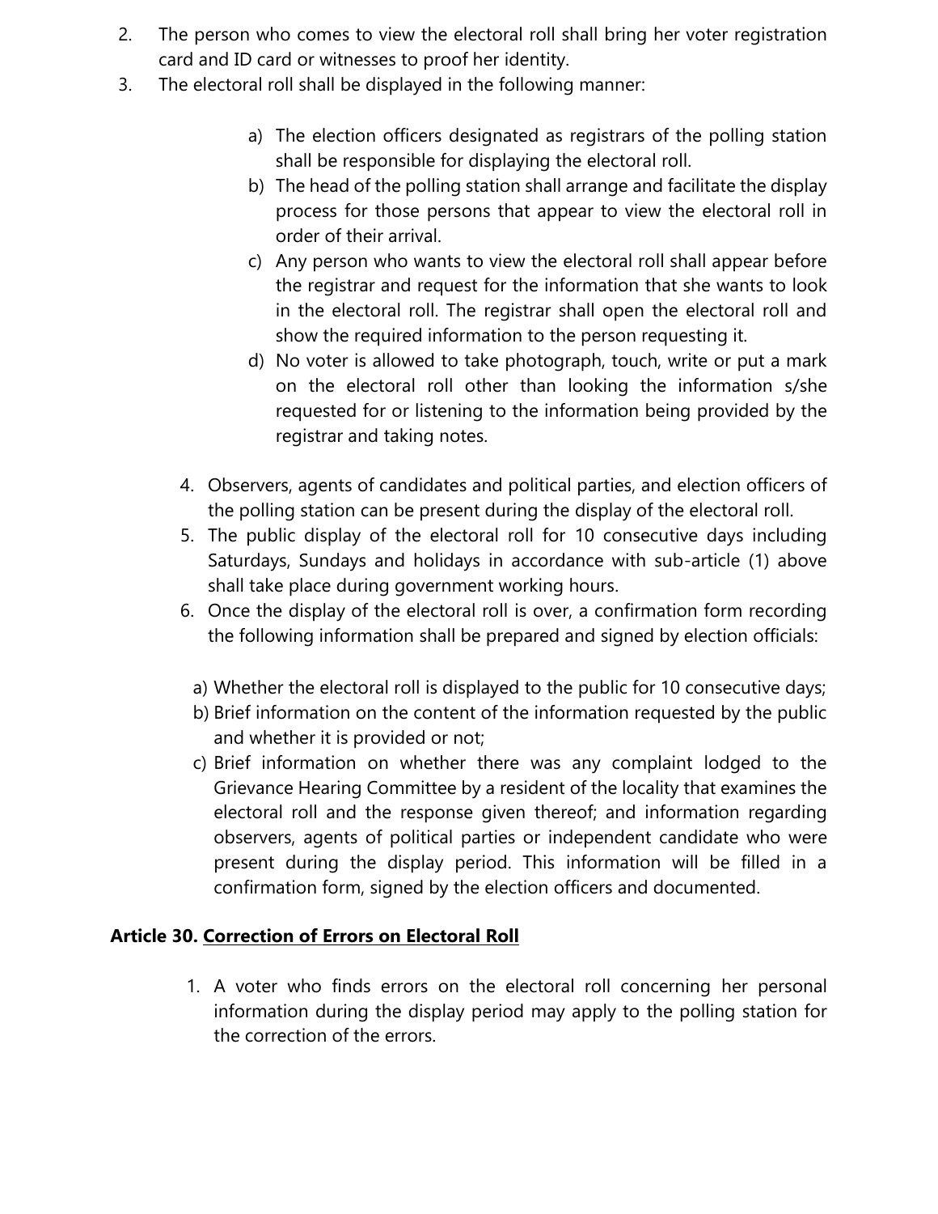2. The person who comes to view the electoral roll shall bring her voter registration card and ID card or witnesses to proof her identity.
3. The electoral roll shall be displayed in the following manner:

    a) The election officers designated as registrars of the polling station shall be responsible for displaying the electoral roll.
    b) The head of the polling station shall arrange and facilitate the display process for those persons that appear to view the electoral roll in order of their arrival.
    c) Any person who wants to view the electoral roll shall appear before the registrar and request for the information that she wants to look in the electoral roll. The registrar shall open the electoral roll and show the required information to the person requesting it.
    d) No voter is allowed to take photograph, touch, write or put a mark on the electoral roll other than looking the information s/she requested for or listening to the information being provided by the registrar and taking notes.

4. Observers, agents of candidates and political parties, and election officers of the polling station can be present during the display of the electoral roll.
5. The public display of the electoral roll for 10 consecutive days including Saturdays, Sundays and holidays in accordance with sub-article (1) above shall take place during government working hours.
6. Once the display of the electoral roll is over, a confirmation form recording the following information shall be prepared and signed by election officials:

    a) Whether the electoral roll is displayed to the public for 10 consecutive days;
    b) Brief information on the content of the information requested by the public and whether it is provided or not;
    c) Brief information on whether there was any complaint lodged to the Grievance Hearing Committee by a resident of the locality that examines the electoral roll and the response given thereof; and information regarding observers, agents of political parties or independent candidate who were present during the display period. This information will be filled in a confirmation form, signed by the election officers and documented.

**Article 30. Correction of Errors on Electoral Roll**

1. A voter who finds errors on the electoral roll concerning her personal information during the display period may apply to the polling station for the correction of the errors.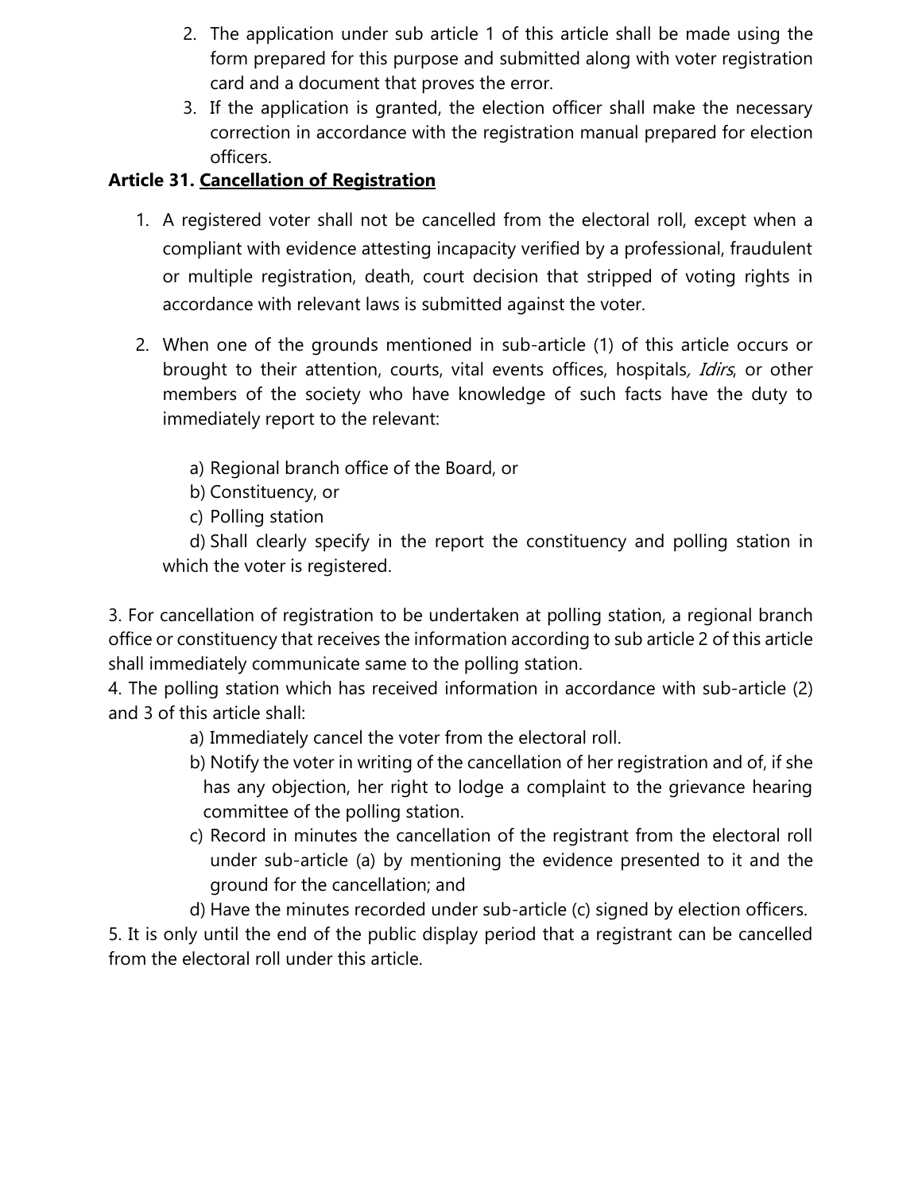2. The application under sub article 1 of this article shall be made using the form prepared for this purpose and submitted along with voter registration card and a document that proves the error.
3. If the application is granted, the election officer shall make the necessary correction in accordance with the registration manual prepared for election officers.

**Article 31. Cancellation of Registration**

1. A registered voter shall not be cancelled from the electoral roll, except when a compliant with evidence attesting incapacity verified by a professional, fraudulent or multiple registration, death, court decision that stripped of voting rights in accordance with relevant laws is submitted against the voter.

2. When one of the grounds mentioned in sub-article (1) of this article occurs or brought to their attention, courts, vital events offices, hospitals, *Idirs*, or other members of the society who have knowledge of such facts have the duty to immediately report to the relevant:

   a) Regional branch office of the Board, or
   b) Constituency, or
   c) Polling station
   d) Shall clearly specify in the report the constituency and polling station in which the voter is registered.

3. For cancellation of registration to be undertaken at polling station, a regional branch office or constituency that receives the information according to sub article 2 of this article shall immediately communicate same to the polling station.

4. The polling station which has received information in accordance with sub-article (2) and 3 of this article shall:

   a) Immediately cancel the voter from the electoral roll.
   b) Notify the voter in writing of the cancellation of her registration and of, if she has any objection, her right to lodge a complaint to the grievance hearing committee of the polling station.
   c) Record in minutes the cancellation of the registrant from the electoral roll under sub-article (a) by mentioning the evidence presented to it and the ground for the cancellation; and
   d) Have the minutes recorded under sub-article (c) signed by election officers.

5. It is only until the end of the public display period that a registrant can be cancelled from the electoral roll under this article.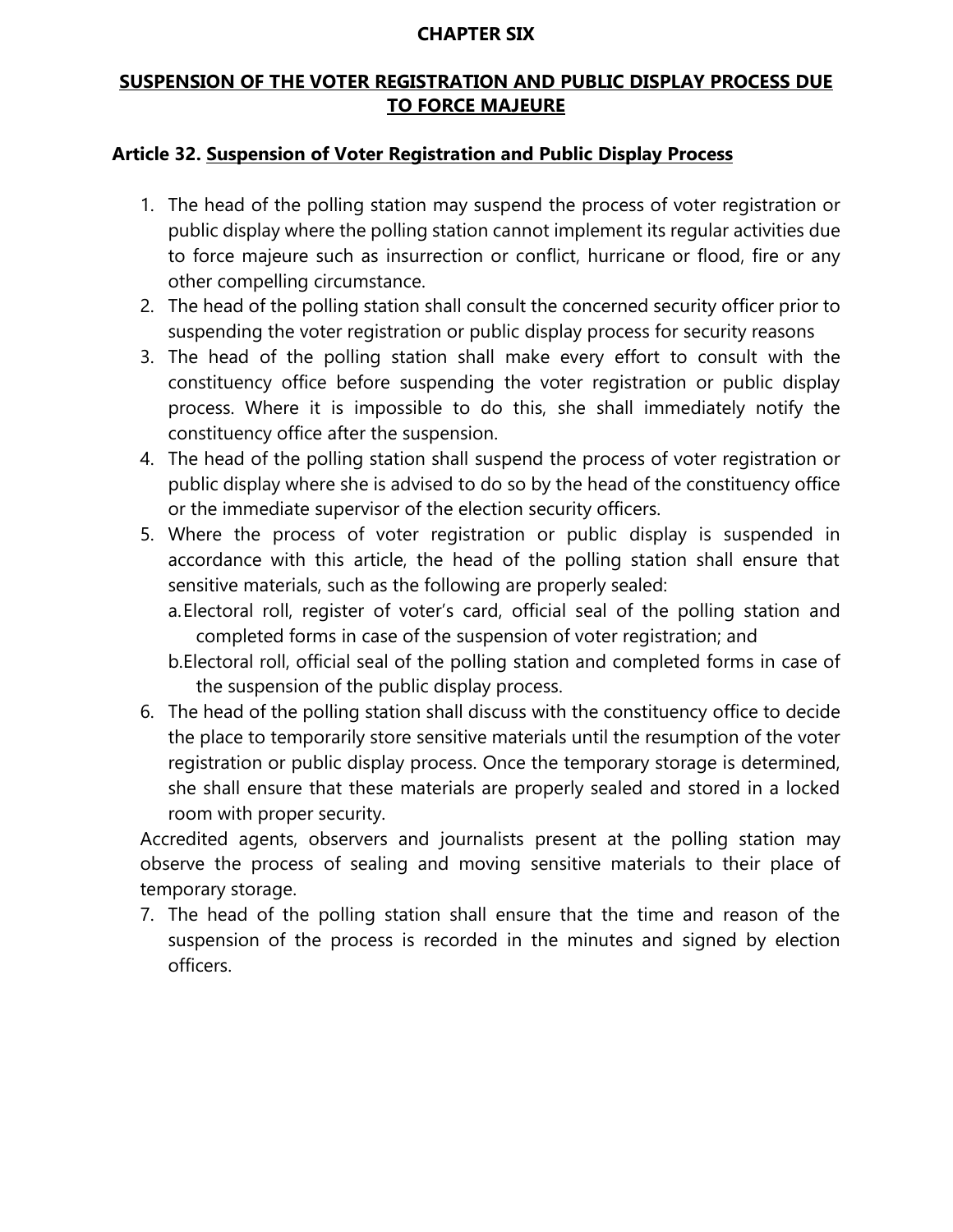## CHAPTER SIX

## SUSPENSION OF THE VOTER REGISTRATION AND PUBLIC DISPLAY PROCESS DUE TO FORCE MAJEURE

### Article 32. Suspension of Voter Registration and Public Display Process

1. The head of the polling station may suspend the process of voter registration or public display where the polling station cannot implement its regular activities due to force majeure such as insurrection or conflict, hurricane or flood, fire or any other compelling circumstance.
2. The head of the polling station shall consult the concerned security officer prior to suspending the voter registration or public display process for security reasons
3. The head of the polling station shall make every effort to consult with the constituency office before suspending the voter registration or public display process. Where it is impossible to do this, she shall immediately notify the constituency office after the suspension.
4. The head of the polling station shall suspend the process of voter registration or public display where she is advised to do so by the head of the constituency office or the immediate supervisor of the election security officers.
5. Where the process of voter registration or public display is suspended in accordance with this article, the head of the polling station shall ensure that sensitive materials, such as the following are properly sealed:
   a. Electoral roll, register of voter's card, official seal of the polling station and completed forms in case of the suspension of voter registration; and
   b. Electoral roll, official seal of the polling station and completed forms in case of the suspension of the public display process.
6. The head of the polling station shall discuss with the constituency office to decide the place to temporarily store sensitive materials until the resumption of the voter registration or public display process. Once the temporary storage is determined, she shall ensure that these materials are properly sealed and stored in a locked room with proper security.

   Accredited agents, observers and journalists present at the polling station may observe the process of sealing and moving sensitive materials to their place of temporary storage.
7. The head of the polling station shall ensure that the time and reason of the suspension of the process is recorded in the minutes and signed by election officers.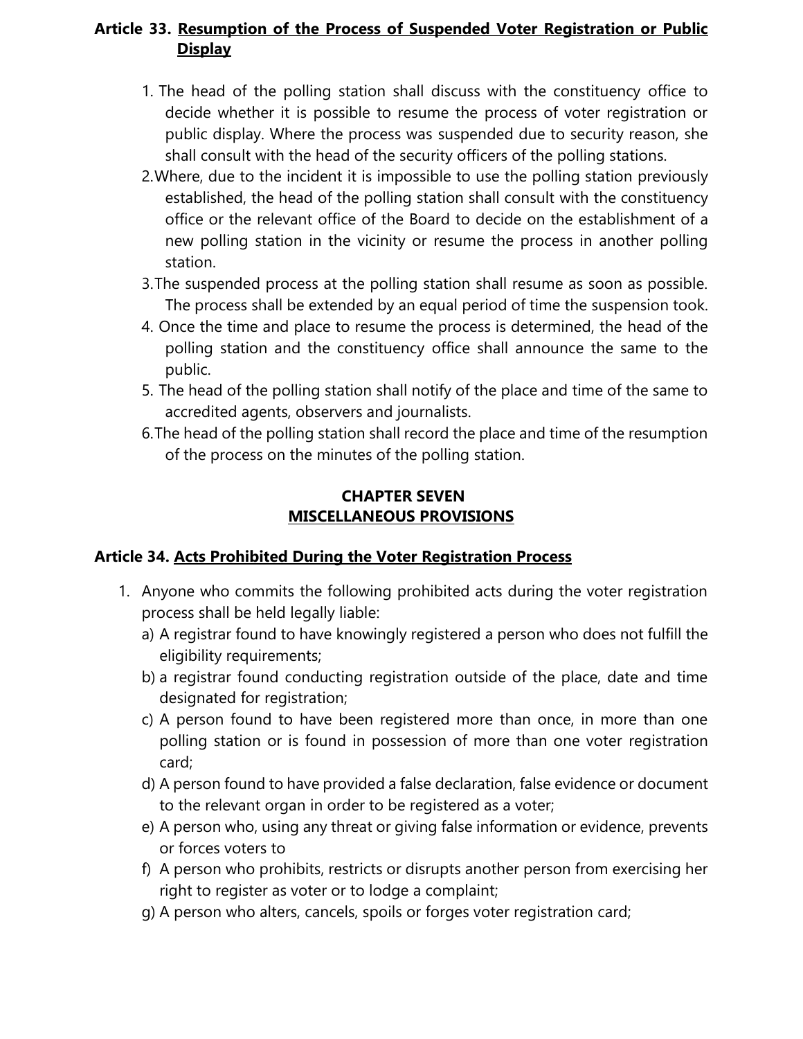**Article 33. Resumption of the Process of Suspended Voter Registration or Public Display**

1. The head of the polling station shall discuss with the constituency office to decide whether it is possible to resume the process of voter registration or public display. Where the process was suspended due to security reason, she shall consult with the head of the security officers of the polling stations.
2. Where, due to the incident it is impossible to use the polling station previously established, the head of the polling station shall consult with the constituency office or the relevant office of the Board to decide on the establishment of a new polling station in the vicinity or resume the process in another polling station.
3. The suspended process at the polling station shall resume as soon as possible. The process shall be extended by an equal period of time the suspension took.
4. Once the time and place to resume the process is determined, the head of the polling station and the constituency office shall announce the same to the public.
5. The head of the polling station shall notify of the place and time of the same to accredited agents, observers and journalists.
6. The head of the polling station shall record the place and time of the resumption of the process on the minutes of the polling station.

## CHAPTER SEVEN
## MISCELLANEOUS PROVISIONS

**Article 34. Acts Prohibited During the Voter Registration Process**

1. Anyone who commits the following prohibited acts during the voter registration process shall be held legally liable:
   a) A registrar found to have knowingly registered a person who does not fulfill the eligibility requirements;
   b) a registrar found conducting registration outside of the place, date and time designated for registration;
   c) A person found to have been registered more than once, in more than one polling station or is found in possession of more than one voter registration card;
   d) A person found to have provided a false declaration, false evidence or document to the relevant organ in order to be registered as a voter;
   e) A person who, using any threat or giving false information or evidence, prevents or forces voters to
   f) A person who prohibits, restricts or disrupts another person from exercising her right to register as voter or to lodge a complaint;
   g) A person who alters, cancels, spoils or forges voter registration card;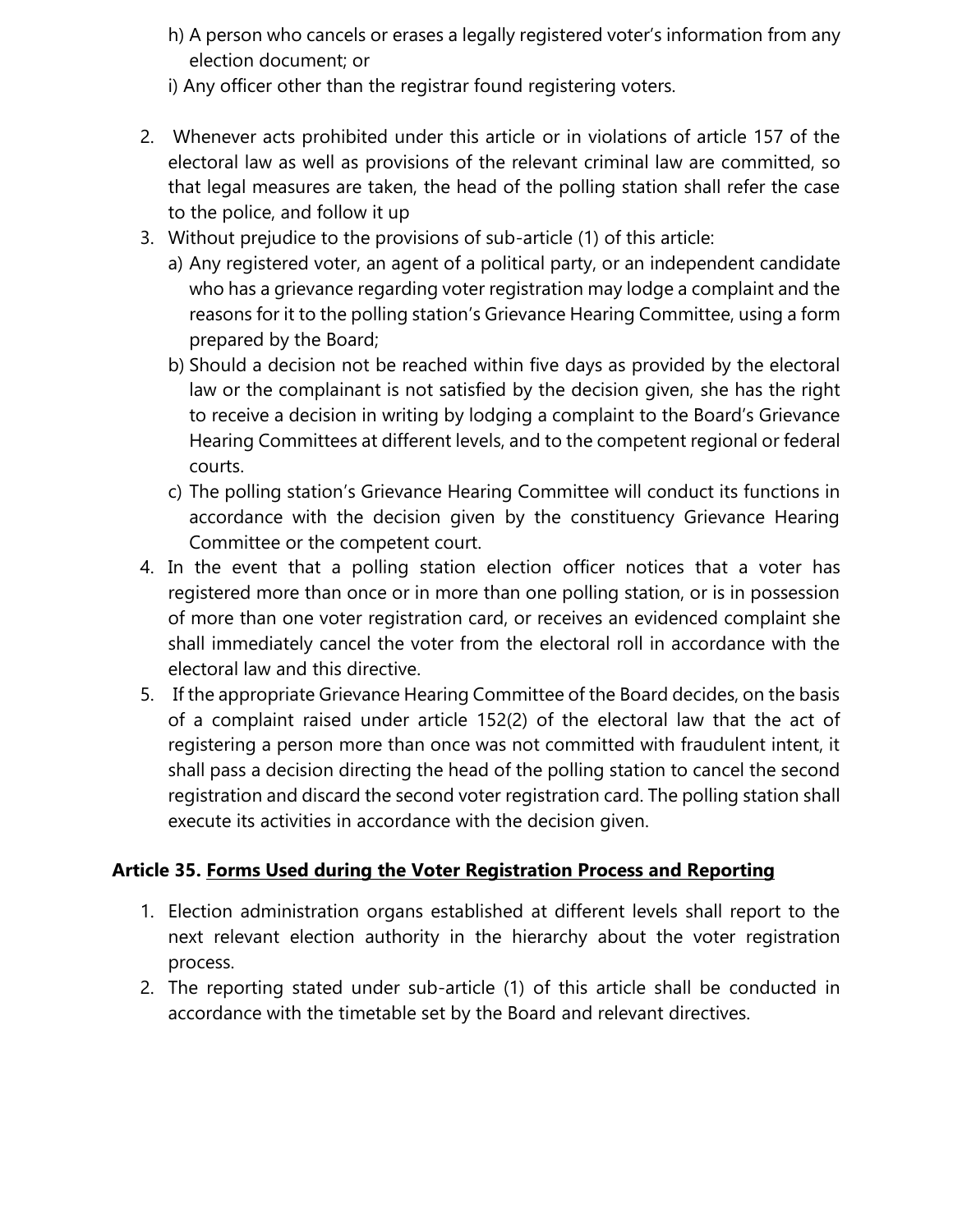h) A person who cancels or erases a legally registered voter's information from any election document; or

i) Any officer other than the registrar found registering voters.

2. Whenever acts prohibited under this article or in violations of article 157 of the electoral law as well as provisions of the relevant criminal law are committed, so that legal measures are taken, the head of the polling station shall refer the case to the police, and follow it up
3. Without prejudice to the provisions of sub-article (1) of this article:
   a) Any registered voter, an agent of a political party, or an independent candidate who has a grievance regarding voter registration may lodge a complaint and the reasons for it to the polling station's Grievance Hearing Committee, using a form prepared by the Board;
   b) Should a decision not be reached within five days as provided by the electoral law or the complainant is not satisfied by the decision given, she has the right to receive a decision in writing by lodging a complaint to the Board's Grievance Hearing Committees at different levels, and to the competent regional or federal courts.
   c) The polling station's Grievance Hearing Committee will conduct its functions in accordance with the decision given by the constituency Grievance Hearing Committee or the competent court.
4. In the event that a polling station election officer notices that a voter has registered more than once or in more than one polling station, or is in possession of more than one voter registration card, or receives an evidenced complaint she shall immediately cancel the voter from the electoral roll in accordance with the electoral law and this directive.
5. If the appropriate Grievance Hearing Committee of the Board decides, on the basis of a complaint raised under article 152(2) of the electoral law that the act of registering a person more than once was not committed with fraudulent intent, it shall pass a decision directing the head of the polling station to cancel the second registration and discard the second voter registration card. The polling station shall execute its activities in accordance with the decision given.

### Article 35. Forms Used during the Voter Registration Process and Reporting

1. Election administration organs established at different levels shall report to the next relevant election authority in the hierarchy about the voter registration process.
2. The reporting stated under sub-article (1) of this article shall be conducted in accordance with the timetable set by the Board and relevant directives.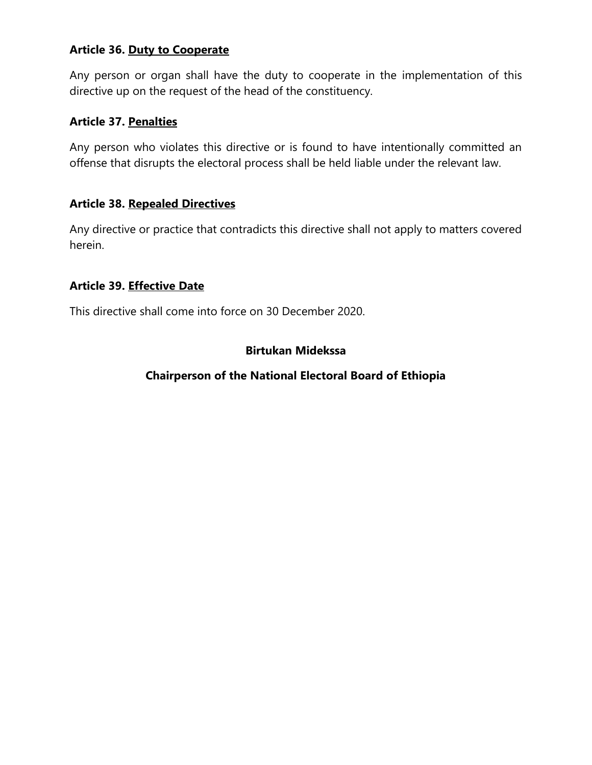**Article 36. Duty to Cooperate**

Any person or organ shall have the duty to cooperate in the implementation of this directive up on the request of the head of the constituency.

**Article 37. Penalties**

Any person who violates this directive or is found to have intentionally committed an offense that disrupts the electoral process shall be held liable under the relevant law.

**Article 38. Repealed Directives**

Any directive or practice that contradicts this directive shall not apply to matters covered herein.

**Article 39. Effective Date**

This directive shall come into force on 30 December 2020.

**Birtukan Midekssa**

**Chairperson of the National Electoral Board of Ethiopia**